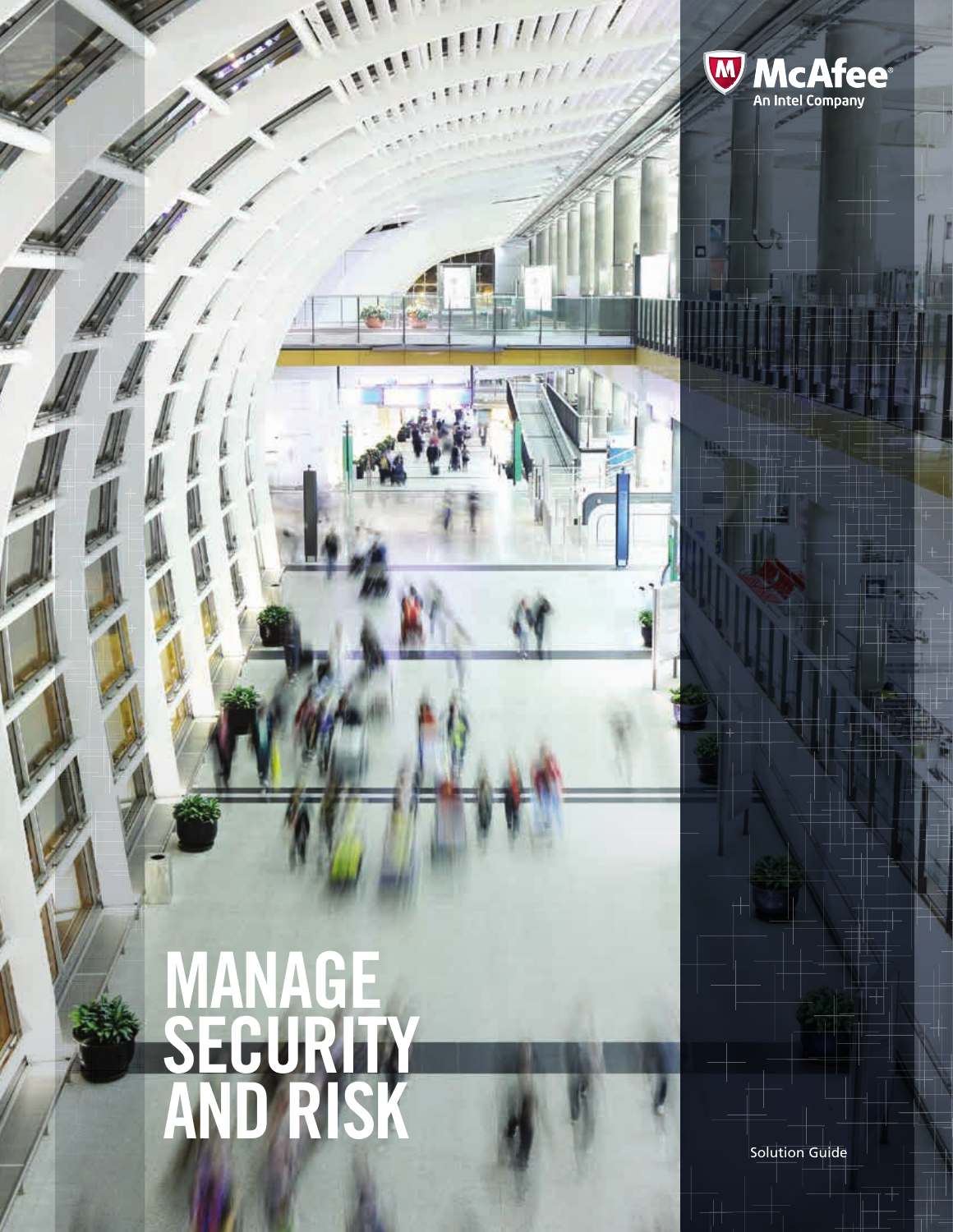McAfee
An Intel Company

# MANAGE SECURITY AND RISK

Solution Guide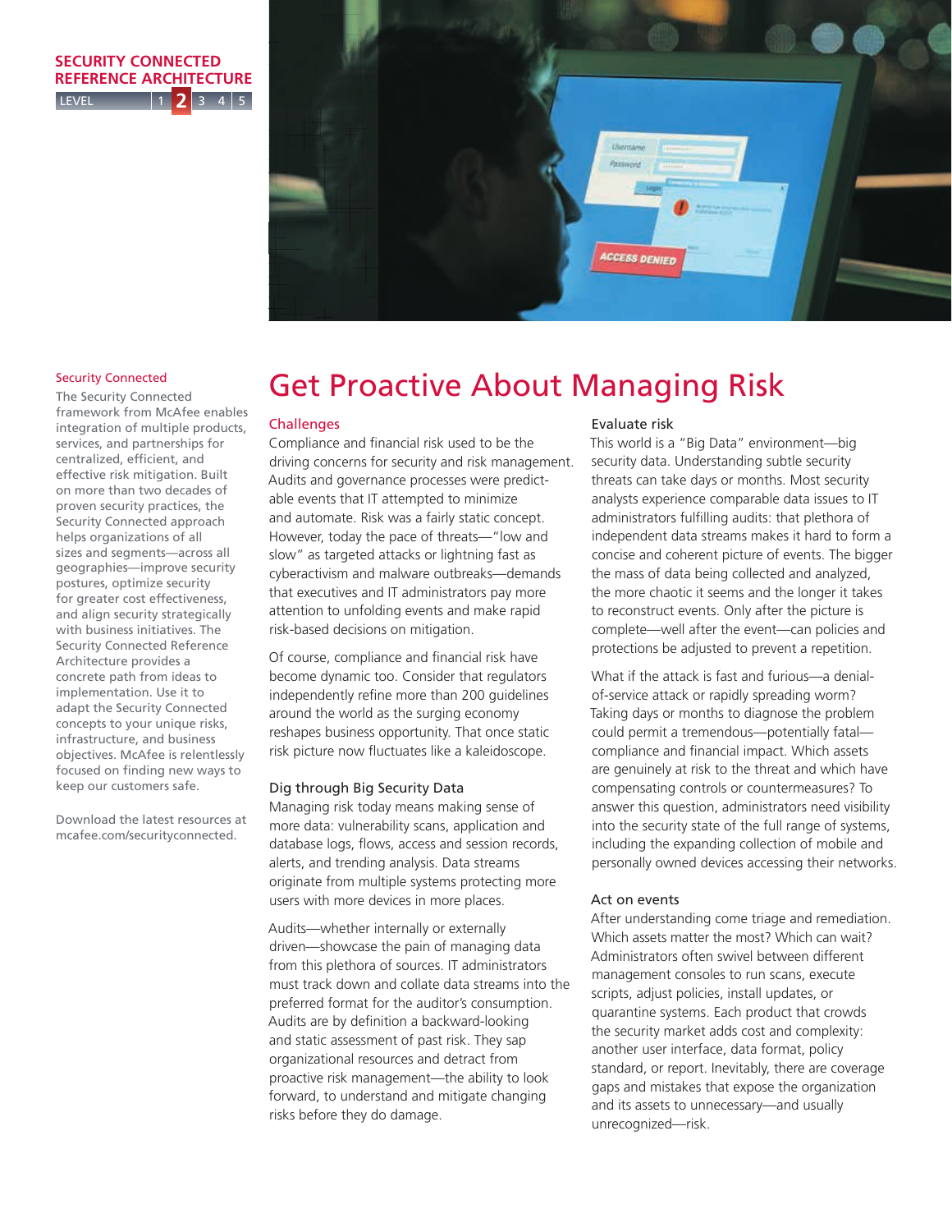SECURITY CONNECTED REFERENCE ARCHITECTURE

LEVEL 1 **2** 3 4 5

# Get Proactive About Managing Risk

## Challenges

Compliance and financial risk used to be the driving concerns for security and risk management. Audits and governance processes were predictable events that IT attempted to minimize and automate. Risk was a fairly static concept. However, today the pace of threats—"low and slow" as targeted attacks or lightning fast as cyberactivism and malware outbreaks—demands that executives and IT administrators pay more attention to unfolding events and make rapid risk-based decisions on mitigation.

Of course, compliance and financial risk have become dynamic too. Consider that regulators independently refine more than 200 guidelines around the world as the surging economy reshapes business opportunity. That once static risk picture now fluctuates like a kaleidoscope.

### Dig through Big Security Data

Managing risk today means making sense of more data: vulnerability scans, application and database logs, flows, access and session records, alerts, and trending analysis. Data streams originate from multiple systems protecting more users with more devices in more places.

Audits—whether internally or externally driven—showcase the pain of managing data from this plethora of sources. IT administrators must track down and collate data streams into the preferred format for the auditor's consumption. Audits are by definition a backward-looking and static assessment of past risk. They sap organizational resources and detract from proactive risk management—the ability to look forward, to understand and mitigate changing risks before they do damage.

### Evaluate risk

This world is a "Big Data" environment—big security data. Understanding subtle security threats can take days or months. Most security analysts experience comparable data issues to IT administrators fulfilling audits: that plethora of independent data streams makes it hard to form a concise and coherent picture of events. The bigger the mass of data being collected and analyzed, the more chaotic it seems and the longer it takes to reconstruct events. Only after the picture is complete—well after the event—can policies and protections be adjusted to prevent a repetition.

What if the attack is fast and furious—a denial-of-service attack or rapidly spreading worm? Taking days or months to diagnose the problem could permit a tremendous—potentially fatal—compliance and financial impact. Which assets are genuinely at risk to the threat and which have compensating controls or countermeasures? To answer this question, administrators need visibility into the security state of the full range of systems, including the expanding collection of mobile and personally owned devices accessing their networks.

### Act on events

After understanding come triage and remediation. Which assets matter the most? Which can wait? Administrators often swivel between different management consoles to run scans, execute scripts, adjust policies, install updates, or quarantine systems. Each product that crowds the security market adds cost and complexity: another user interface, data format, policy standard, or report. Inevitably, there are coverage gaps and mistakes that expose the organization and its assets to unnecessary—and usually unrecognized—risk.

**Security Connected**

The Security Connected framework from McAfee enables integration of multiple products, services, and partnerships for centralized, efficient, and effective risk mitigation. Built on more than two decades of proven security practices, the Security Connected approach helps organizations of all sizes and segments—across all geographies—improve security postures, optimize security for greater cost effectiveness, and align security strategically with business initiatives. The Security Connected Reference Architecture provides a concrete path from ideas to implementation. Use it to adapt the Security Connected concepts to your unique risks, infrastructure, and business objectives. McAfee is relentlessly focused on finding new ways to keep our customers safe.

Download the latest resources at mcafee.com/securityconnected.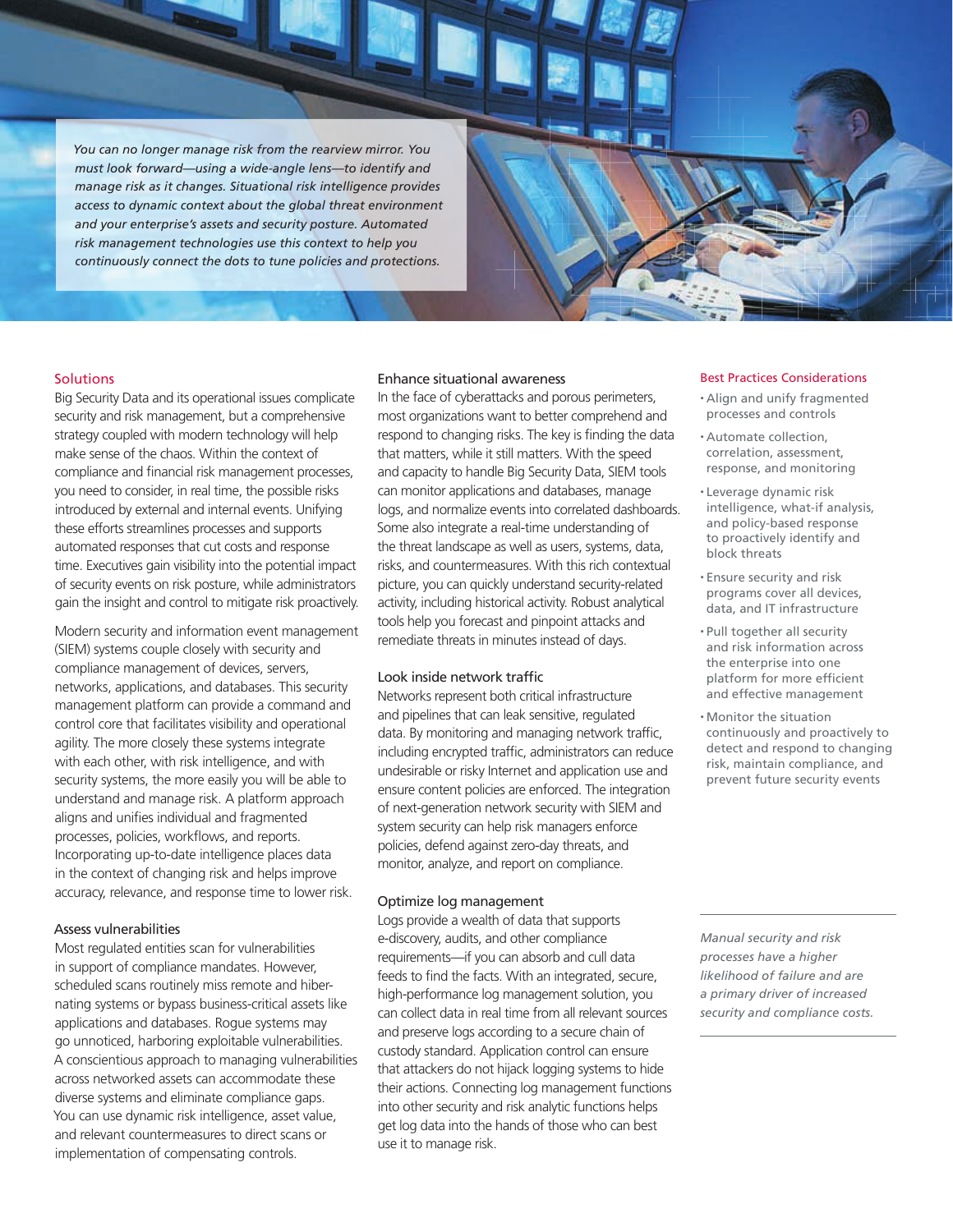*You can no longer manage risk from the rearview mirror. You must look forward—using a wide-angle lens—to identify and manage risk as it changes. Situational risk intelligence provides access to dynamic context about the global threat environment and your enterprise's assets and security posture. Automated risk management technologies use this context to help you continuously connect the dots to tune policies and protections.*

## Solutions

Big Security Data and its operational issues complicate security and risk management, but a comprehensive strategy coupled with modern technology will help make sense of the chaos. Within the context of compliance and financial risk management processes, you need to consider, in real time, the possible risks introduced by external and internal events. Unifying these efforts streamlines processes and supports automated responses that cut costs and response time. Executives gain visibility into the potential impact of security events on risk posture, while administrators gain the insight and control to mitigate risk proactively.

Modern security and information event management (SIEM) systems couple closely with security and compliance management of devices, servers, networks, applications, and databases. This security management platform can provide a command and control core that facilitates visibility and operational agility. The more closely these systems integrate with each other, with risk intelligence, and with security systems, the more easily you will be able to understand and manage risk. A platform approach aligns and unifies individual and fragmented processes, policies, workflows, and reports. Incorporating up-to-date intelligence places data in the context of changing risk and helps improve accuracy, relevance, and response time to lower risk.

### Assess vulnerabilities

Most regulated entities scan for vulnerabilities in support of compliance mandates. However, scheduled scans routinely miss remote and hibernating systems or bypass business-critical assets like applications and databases. Rogue systems may go unnoticed, harboring exploitable vulnerabilities. A conscientious approach to managing vulnerabilities across networked assets can accommodate these diverse systems and eliminate compliance gaps. You can use dynamic risk intelligence, asset value, and relevant countermeasures to direct scans or implementation of compensating controls.

### Enhance situational awareness

In the face of cyberattacks and porous perimeters, most organizations want to better comprehend and respond to changing risks. The key is finding the data that matters, while it still matters. With the speed and capacity to handle Big Security Data, SIEM tools can monitor applications and databases, manage logs, and normalize events into correlated dashboards. Some also integrate a real-time understanding of the threat landscape as well as users, systems, data, risks, and countermeasures. With this rich contextual picture, you can quickly understand security-related activity, including historical activity. Robust analytical tools help you forecast and pinpoint attacks and remediate threats in minutes instead of days.

### Look inside network traffic

Networks represent both critical infrastructure and pipelines that can leak sensitive, regulated data. By monitoring and managing network traffic, including encrypted traffic, administrators can reduce undesirable or risky Internet and application use and ensure content policies are enforced. The integration of next-generation network security with SIEM and system security can help risk managers enforce policies, defend against zero-day threats, and monitor, analyze, and report on compliance.

### Optimize log management

Logs provide a wealth of data that supports e-discovery, audits, and other compliance requirements—if you can absorb and cull data feeds to find the facts. With an integrated, secure, high-performance log management solution, you can collect data in real time from all relevant sources and preserve logs according to a secure chain of custody standard. Application control can ensure that attackers do not hijack logging systems to hide their actions. Connecting log management functions into other security and risk analytic functions helps get log data into the hands of those who can best use it to manage risk.

## Best Practices Considerations

- Align and unify fragmented processes and controls
- Automate collection, correlation, assessment, response, and monitoring
- Leverage dynamic risk intelligence, what-if analysis, and policy-based response to proactively identify and block threats
- Ensure security and risk programs cover all devices, data, and IT infrastructure
- Pull together all security and risk information across the enterprise into one platform for more efficient and effective management
- Monitor the situation continuously and proactively to detect and respond to changing risk, maintain compliance, and prevent future security events

---

*Manual security and risk processes have a higher likelihood of failure and are a primary driver of increased security and compliance costs.*

---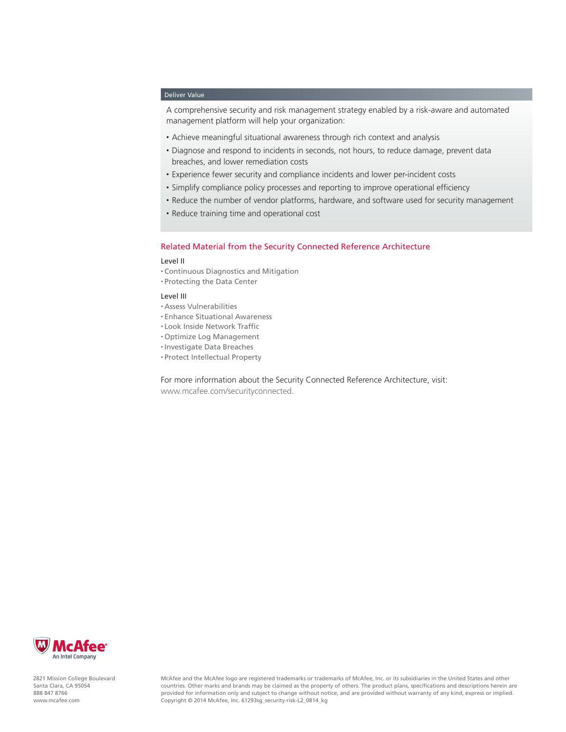## Deliver Value

A comprehensive security and risk management strategy enabled by a risk-aware and automated management platform will help your organization:

- Achieve meaningful situational awareness through rich context and analysis
- Diagnose and respond to incidents in seconds, not hours, to reduce damage, prevent data breaches, and lower remediation costs
- Experience fewer security and compliance incidents and lower per-incident costs
- Simplify compliance policy processes and reporting to improve operational efficiency
- Reduce the number of vendor platforms, hardware, and software used for security management
- Reduce training time and operational cost

## Related Material from the Security Connected Reference Architecture

Level II

- Continuous Diagnostics and Mitigation
- Protecting the Data Center

Level III

- Assess Vulnerabilities
- Enhance Situational Awareness
- Look Inside Network Traffic
- Optimize Log Management
- Investigate Data Breaches
- Protect Intellectual Property

For more information about the Security Connected Reference Architecture, visit: www.mcafee.com/securityconnected.

McAfee
An Intel Company

2821 Mission College Boulevard
Santa Clara, CA 95054
888 847 8766
www.mcafee.com

McAfee and the McAfee logo are registered trademarks or trademarks of McAfee, Inc. or its subsidiaries in the United States and other countries. Other marks and brands may be claimed as the property of others. The product plans, specifications and descriptions herein are provided for information only and subject to change without notice, and are provided without warranty of any kind, express or implied. Copyright © 2014 McAfee, Inc. 61293sg_security-risk-L2_0814_kg